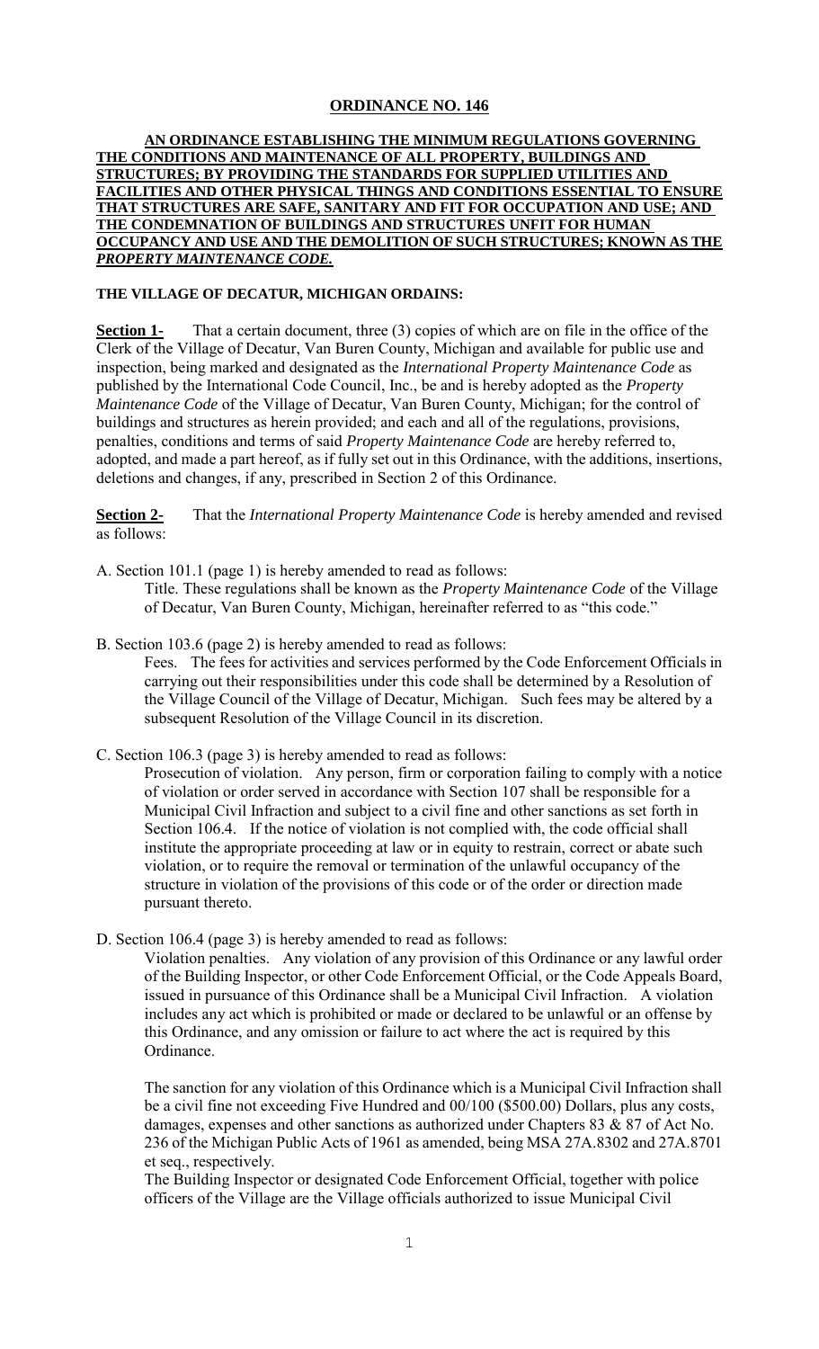# ORDINANCE NO. 146

**AN ORDINANCE ESTABLISHING THE MINIMUM REGULATIONS GOVERNING THE CONDITIONS AND MAINTENANCE OF ALL PROPERTY, BUILDINGS AND STRUCTURES; BY PROVIDING THE STANDARDS FOR SUPPLIED UTILITIES AND FACILITIES AND OTHER PHYSICAL THINGS AND CONDITIONS ESSENTIAL TO ENSURE THAT STRUCTURES ARE SAFE, SANITARY AND FIT FOR OCCUPATION AND USE; AND THE CONDEMNATION OF BUILDINGS AND STRUCTURES UNFIT FOR HUMAN OCCUPANCY AND USE AND THE DEMOLITION OF SUCH STRUCTURES; KNOWN AS THE *PROPERTY MAINTENANCE CODE.***

**THE VILLAGE OF DECATUR, MICHIGAN ORDAINS:**

**Section 1-** That a certain document, three (3) copies of which are on file in the office of the Clerk of the Village of Decatur, Van Buren County, Michigan and available for public use and inspection, being marked and designated as the *International Property Maintenance Code* as published by the International Code Council, Inc., be and is hereby adopted as the *Property Maintenance Code* of the Village of Decatur, Van Buren County, Michigan; for the control of buildings and structures as herein provided; and each and all of the regulations, provisions, penalties, conditions and terms of said *Property Maintenance Code* are hereby referred to, adopted, and made a part hereof, as if fully set out in this Ordinance, with the additions, insertions, deletions and changes, if any, prescribed in Section 2 of this Ordinance.

**Section 2-** That the *International Property Maintenance Code* is hereby amended and revised as follows:

A. Section 101.1 (page 1) is hereby amended to read as follows:
Title. These regulations shall be known as the *Property Maintenance Code* of the Village of Decatur, Van Buren County, Michigan, hereinafter referred to as "this code."

B. Section 103.6 (page 2) is hereby amended to read as follows:
Fees. The fees for activities and services performed by the Code Enforcement Officials in carrying out their responsibilities under this code shall be determined by a Resolution of the Village Council of the Village of Decatur, Michigan. Such fees may be altered by a subsequent Resolution of the Village Council in its discretion.

C. Section 106.3 (page 3) is hereby amended to read as follows:
Prosecution of violation. Any person, firm or corporation failing to comply with a notice of violation or order served in accordance with Section 107 shall be responsible for a Municipal Civil Infraction and subject to a civil fine and other sanctions as set forth in Section 106.4. If the notice of violation is not complied with, the code official shall institute the appropriate proceeding at law or in equity to restrain, correct or abate such violation, or to require the removal or termination of the unlawful occupancy of the structure in violation of the provisions of this code or of the order or direction made pursuant thereto.

D. Section 106.4 (page 3) is hereby amended to read as follows:
Violation penalties. Any violation of any provision of this Ordinance or any lawful order of the Building Inspector, or other Code Enforcement Official, or the Code Appeals Board, issued in pursuance of this Ordinance shall be a Municipal Civil Infraction. A violation includes any act which is prohibited or made or declared to be unlawful or an offense by this Ordinance, and any omission or failure to act where the act is required by this Ordinance.

The sanction for any violation of this Ordinance which is a Municipal Civil Infraction shall be a civil fine not exceeding Five Hundred and 00/100 ($500.00) Dollars, plus any costs, damages, expenses and other sanctions as authorized under Chapters 83 & 87 of Act No. 236 of the Michigan Public Acts of 1961 as amended, being MSA 27A.8302 and 27A.8701 et seq., respectively.
The Building Inspector or designated Code Enforcement Official, together with police officers of the Village are the Village officials authorized to issue Municipal Civil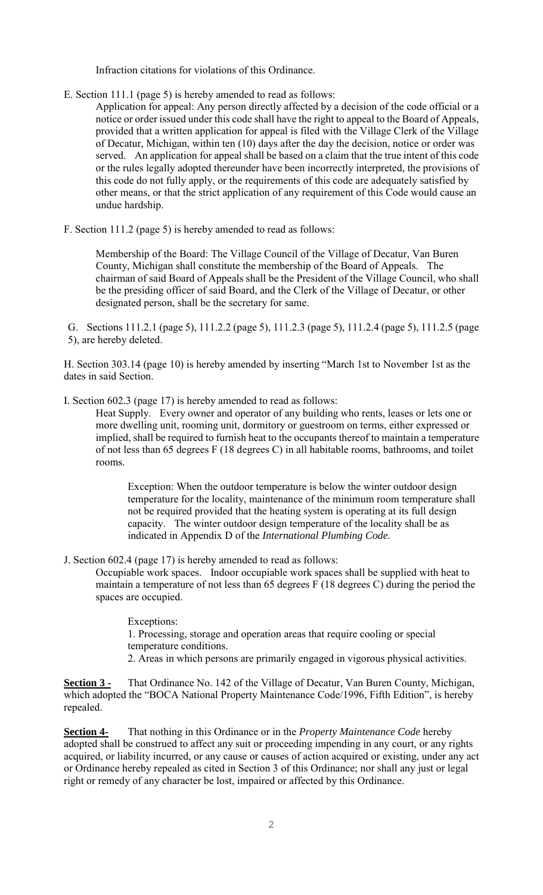Infraction citations for violations of this Ordinance.

E. Section 111.1 (page 5) is hereby amended to read as follows:

Application for appeal: Any person directly affected by a decision of the code official or a notice or order issued under this code shall have the right to appeal to the Board of Appeals, provided that a written application for appeal is filed with the Village Clerk of the Village of Decatur, Michigan, within ten (10) days after the day the decision, notice or order was served. An application for appeal shall be based on a claim that the true intent of this code or the rules legally adopted thereunder have been incorrectly interpreted, the provisions of this code do not fully apply, or the requirements of this code are adequately satisfied by other means, or that the strict application of any requirement of this Code would cause an undue hardship.

F. Section 111.2 (page 5) is hereby amended to read as follows:

Membership of the Board: The Village Council of the Village of Decatur, Van Buren County, Michigan shall constitute the membership of the Board of Appeals. The chairman of said Board of Appeals shall be the President of the Village Council, who shall be the presiding officer of said Board, and the Clerk of the Village of Decatur, or other designated person, shall be the secretary for same.

G. Sections 111.2.1 (page 5), 111.2.2 (page 5), 111.2.3 (page 5), 111.2.4 (page 5), 111.2.5 (page 5), are hereby deleted.

H. Section 303.14 (page 10) is hereby amended by inserting "March 1st to November 1st as the dates in said Section.

I. Section 602.3 (page 17) is hereby amended to read as follows:

Heat Supply. Every owner and operator of any building who rents, leases or lets one or more dwelling unit, rooming unit, dormitory or guestroom on terms, either expressed or implied, shall be required to furnish heat to the occupants thereof to maintain a temperature of not less than 65 degrees F (18 degrees C) in all habitable rooms, bathrooms, and toilet rooms.

> Exception: When the outdoor temperature is below the winter outdoor design temperature for the locality, maintenance of the minimum room temperature shall not be required provided that the heating system is operating at its full design capacity. The winter outdoor design temperature of the locality shall be as indicated in Appendix D of the *International Plumbing Code.*

J. Section 602.4 (page 17) is hereby amended to read as follows:

Occupiable work spaces. Indoor occupiable work spaces shall be supplied with heat to maintain a temperature of not less than 65 degrees F (18 degrees C) during the period the spaces are occupied.

> Exceptions:
> 1. Processing, storage and operation areas that require cooling or special temperature conditions.
> 2. Areas in which persons are primarily engaged in vigorous physical activities.

**Section 3 -** That Ordinance No. 142 of the Village of Decatur, Van Buren County, Michigan, which adopted the "BOCA National Property Maintenance Code/1996, Fifth Edition", is hereby repealed.

**Section 4-** That nothing in this Ordinance or in the *Property Maintenance Code* hereby adopted shall be construed to affect any suit or proceeding impending in any court, or any rights acquired, or liability incurred, or any cause or causes of action acquired or existing, under any act or Ordinance hereby repealed as cited in Section 3 of this Ordinance; nor shall any just or legal right or remedy of any character be lost, impaired or affected by this Ordinance.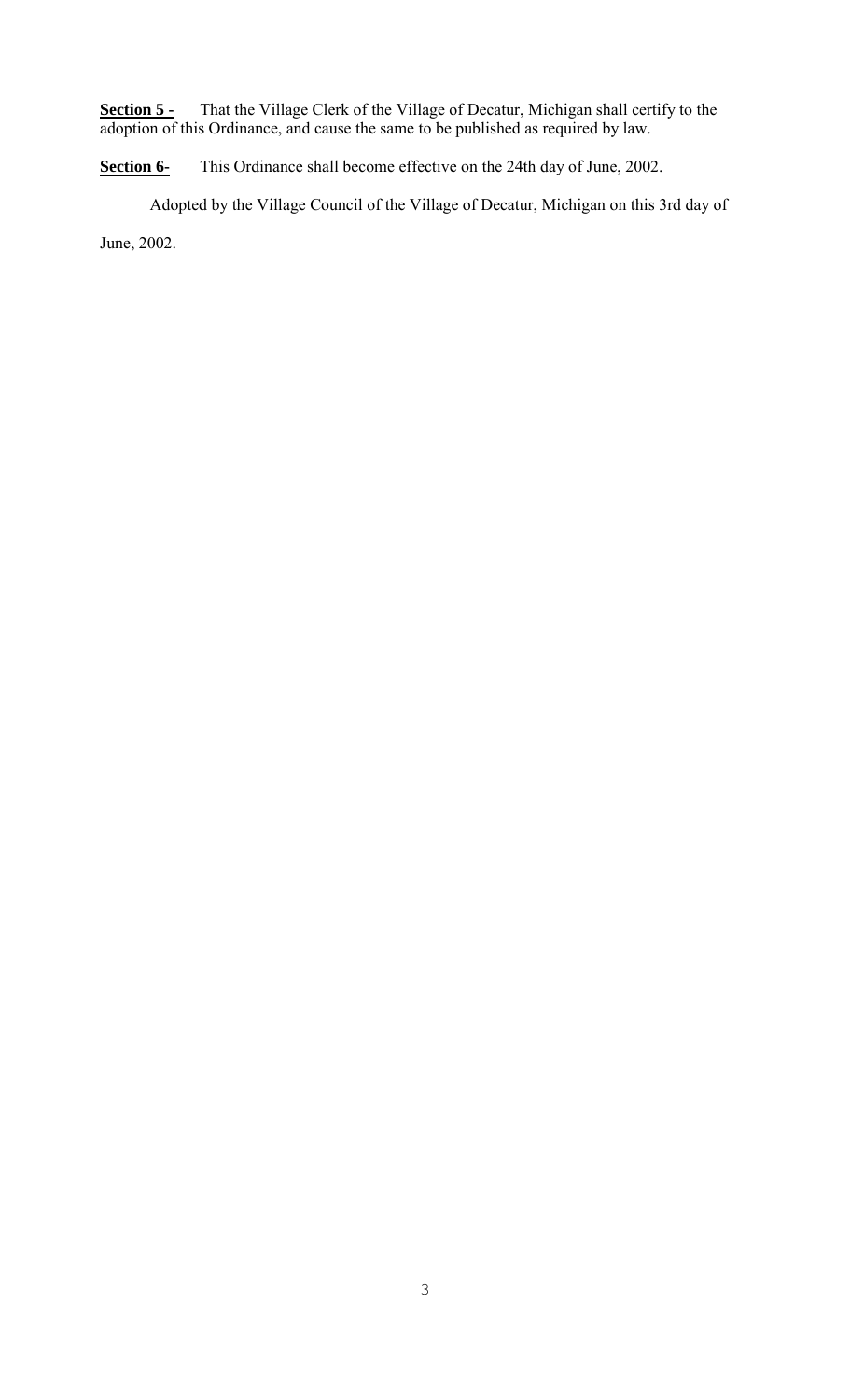**Section 5 -** That the Village Clerk of the Village of Decatur, Michigan shall certify to the adoption of this Ordinance, and cause the same to be published as required by law.

**Section 6-** This Ordinance shall become effective on the 24th day of June, 2002.

Adopted by the Village Council of the Village of Decatur, Michigan on this 3rd day of June, 2002.